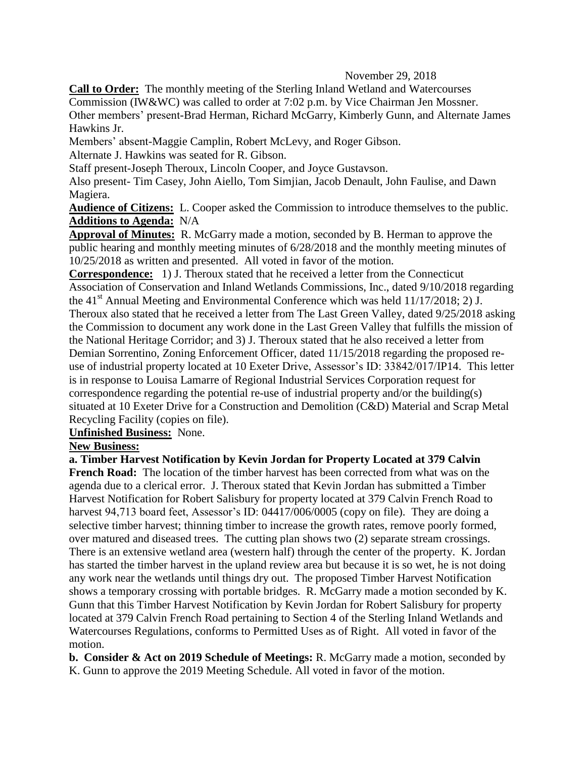November 29, 2018

**Call to Order:** The monthly meeting of the Sterling Inland Wetland and Watercourses Commission (IW&WC) was called to order at 7:02 p.m. by Vice Chairman Jen Mossner. Other members' present-Brad Herman, Richard McGarry, Kimberly Gunn, and Alternate James Hawkins Jr.

Members' absent-Maggie Camplin, Robert McLevy, and Roger Gibson.

Alternate J. Hawkins was seated for R. Gibson.

Staff present-Joseph Theroux, Lincoln Cooper, and Joyce Gustavson.

Also present- Tim Casey, John Aiello, Tom Simjian, Jacob Denault, John Faulise, and Dawn Magiera.

**Audience of Citizens:** L. Cooper asked the Commission to introduce themselves to the public.

**Additions to Agenda:** N/A

**Approval of Minutes:** R. McGarry made a motion, seconded by B. Herman to approve the public hearing and monthly meeting minutes of 6/28/2018 and the monthly meeting minutes of 10/25/2018 as written and presented. All voted in favor of the motion.

**Correspondence:** 1) J. Theroux stated that he received a letter from the Connecticut Association of Conservation and Inland Wetlands Commissions, Inc., dated 9/10/2018 regarding the 41st Annual Meeting and Environmental Conference which was held 11/17/2018; 2) J. Theroux also stated that he received a letter from The Last Green Valley, dated 9/25/2018 asking the Commission to document any work done in the Last Green Valley that fulfills the mission of the National Heritage Corridor; and 3) J. Theroux stated that he also received a letter from Demian Sorrentino, Zoning Enforcement Officer, dated 11/15/2018 regarding the proposed re-use of industrial property located at 10 Exeter Drive, Assessor's ID: 33842/017/IP14. This letter is in response to Louisa Lamarre of Regional Industrial Services Corporation request for correspondence regarding the potential re-use of industrial property and/or the building(s) situated at 10 Exeter Drive for a Construction and Demolition (C&D) Material and Scrap Metal Recycling Facility (copies on file).

**Unfinished Business:** None.

**New Business:**

**a. Timber Harvest Notification by Kevin Jordan for Property Located at 379 Calvin French Road:** The location of the timber harvest has been corrected from what was on the agenda due to a clerical error. J. Theroux stated that Kevin Jordan has submitted a Timber Harvest Notification for Robert Salisbury for property located at 379 Calvin French Road to harvest 94,713 board feet, Assessor's ID: 04417/006/0005 (copy on file). They are doing a selective timber harvest; thinning timber to increase the growth rates, remove poorly formed, over matured and diseased trees. The cutting plan shows two (2) separate stream crossings. There is an extensive wetland area (western half) through the center of the property. K. Jordan has started the timber harvest in the upland review area but because it is so wet, he is not doing any work near the wetlands until things dry out. The proposed Timber Harvest Notification shows a temporary crossing with portable bridges. R. McGarry made a motion seconded by K. Gunn that this Timber Harvest Notification by Kevin Jordan for Robert Salisbury for property located at 379 Calvin French Road pertaining to Section 4 of the Sterling Inland Wetlands and Watercourses Regulations, conforms to Permitted Uses as of Right. All voted in favor of the motion.

**b. Consider & Act on 2019 Schedule of Meetings:** R. McGarry made a motion, seconded by K. Gunn to approve the 2019 Meeting Schedule. All voted in favor of the motion.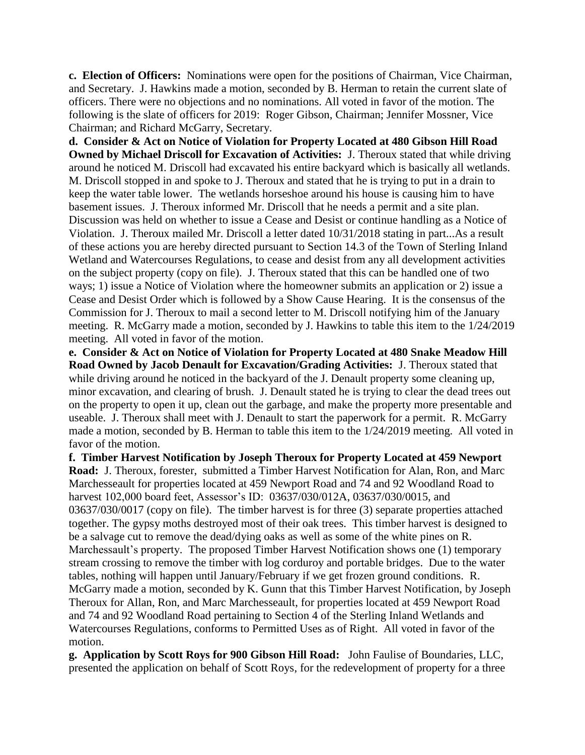**c. Election of Officers:** Nominations were open for the positions of Chairman, Vice Chairman, and Secretary. J. Hawkins made a motion, seconded by B. Herman to retain the current slate of officers. There were no objections and no nominations. All voted in favor of the motion. The following is the slate of officers for 2019: Roger Gibson, Chairman; Jennifer Mossner, Vice Chairman; and Richard McGarry, Secretary.

**d. Consider & Act on Notice of Violation for Property Located at 480 Gibson Hill Road Owned by Michael Driscoll for Excavation of Activities:** J. Theroux stated that while driving around he noticed M. Driscoll had excavated his entire backyard which is basically all wetlands. M. Driscoll stopped in and spoke to J. Theroux and stated that he is trying to put in a drain to keep the water table lower. The wetlands horseshoe around his house is causing him to have basement issues. J. Theroux informed Mr. Driscoll that he needs a permit and a site plan. Discussion was held on whether to issue a Cease and Desist or continue handling as a Notice of Violation. J. Theroux mailed Mr. Driscoll a letter dated 10/31/2018 stating in part...As a result of these actions you are hereby directed pursuant to Section 14.3 of the Town of Sterling Inland Wetland and Watercourses Regulations, to cease and desist from any all development activities on the subject property (copy on file). J. Theroux stated that this can be handled one of two ways; 1) issue a Notice of Violation where the homeowner submits an application or 2) issue a Cease and Desist Order which is followed by a Show Cause Hearing. It is the consensus of the Commission for J. Theroux to mail a second letter to M. Driscoll notifying him of the January meeting. R. McGarry made a motion, seconded by J. Hawkins to table this item to the 1/24/2019 meeting. All voted in favor of the motion.

**e. Consider & Act on Notice of Violation for Property Located at 480 Snake Meadow Hill Road Owned by Jacob Denault for Excavation/Grading Activities:** J. Theroux stated that while driving around he noticed in the backyard of the J. Denault property some cleaning up, minor excavation, and clearing of brush. J. Denault stated he is trying to clear the dead trees out on the property to open it up, clean out the garbage, and make the property more presentable and useable. J. Theroux shall meet with J. Denault to start the paperwork for a permit. R. McGarry made a motion, seconded by B. Herman to table this item to the 1/24/2019 meeting. All voted in favor of the motion.

**f. Timber Harvest Notification by Joseph Theroux for Property Located at 459 Newport Road:** J. Theroux, forester, submitted a Timber Harvest Notification for Alan, Ron, and Marc Marchesseault for properties located at 459 Newport Road and 74 and 92 Woodland Road to harvest 102,000 board feet, Assessor's ID: 03637/030/012A, 03637/030/0015, and 03637/030/0017 (copy on file). The timber harvest is for three (3) separate properties attached together. The gypsy moths destroyed most of their oak trees. This timber harvest is designed to be a salvage cut to remove the dead/dying oaks as well as some of the white pines on R. Marchessault's property. The proposed Timber Harvest Notification shows one (1) temporary stream crossing to remove the timber with log corduroy and portable bridges. Due to the water tables, nothing will happen until January/February if we get frozen ground conditions. R. McGarry made a motion, seconded by K. Gunn that this Timber Harvest Notification, by Joseph Theroux for Allan, Ron, and Marc Marchesseault, for properties located at 459 Newport Road and 74 and 92 Woodland Road pertaining to Section 4 of the Sterling Inland Wetlands and Watercourses Regulations, conforms to Permitted Uses as of Right. All voted in favor of the motion.

**g. Application by Scott Roys for 900 Gibson Hill Road:** John Faulise of Boundaries, LLC, presented the application on behalf of Scott Roys, for the redevelopment of property for a three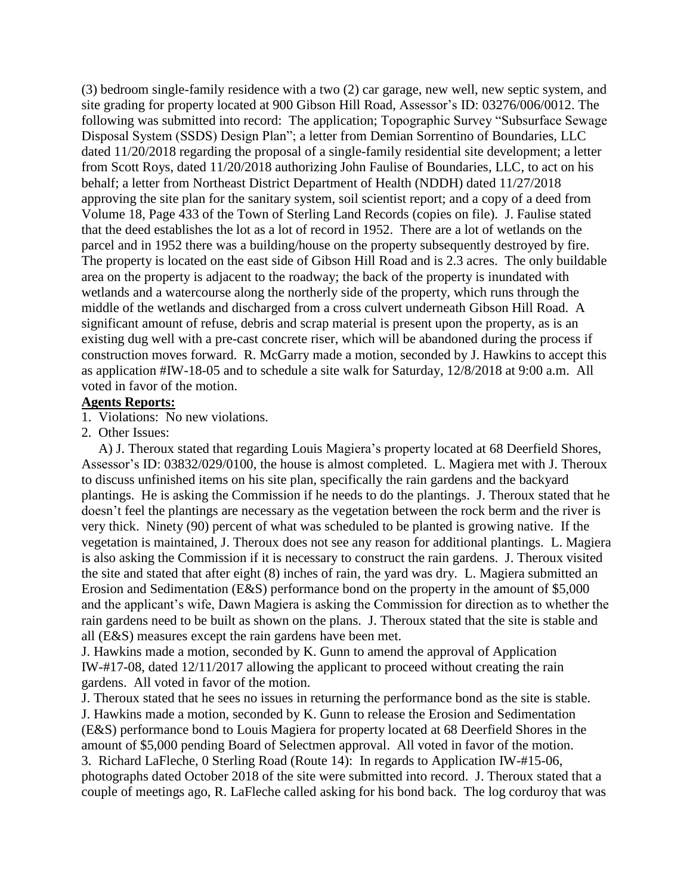(3) bedroom single-family residence with a two (2) car garage, new well, new septic system, and site grading for property located at 900 Gibson Hill Road, Assessor's ID: 03276/006/0012. The following was submitted into record: The application; Topographic Survey "Subsurface Sewage Disposal System (SSDS) Design Plan"; a letter from Demian Sorrentino of Boundaries, LLC dated 11/20/2018 regarding the proposal of a single-family residential site development; a letter from Scott Roys, dated 11/20/2018 authorizing John Faulise of Boundaries, LLC, to act on his behalf; a letter from Northeast District Department of Health (NDDH) dated 11/27/2018 approving the site plan for the sanitary system, soil scientist report; and a copy of a deed from Volume 18, Page 433 of the Town of Sterling Land Records (copies on file). J. Faulise stated that the deed establishes the lot as a lot of record in 1952. There are a lot of wetlands on the parcel and in 1952 there was a building/house on the property subsequently destroyed by fire. The property is located on the east side of Gibson Hill Road and is 2.3 acres. The only buildable area on the property is adjacent to the roadway; the back of the property is inundated with wetlands and a watercourse along the northerly side of the property, which runs through the middle of the wetlands and discharged from a cross culvert underneath Gibson Hill Road. A significant amount of refuse, debris and scrap material is present upon the property, as is an existing dug well with a pre-cast concrete riser, which will be abandoned during the process if construction moves forward. R. McGarry made a motion, seconded by J. Hawkins to accept this as application #IW-18-05 and to schedule a site walk for Saturday, 12/8/2018 at 9:00 a.m. All voted in favor of the motion.

**Agents Reports:**

1. Violations: No new violations.
2. Other Issues:

A) J. Theroux stated that regarding Louis Magiera's property located at 68 Deerfield Shores, Assessor's ID: 03832/029/0100, the house is almost completed. L. Magiera met with J. Theroux to discuss unfinished items on his site plan, specifically the rain gardens and the backyard plantings. He is asking the Commission if he needs to do the plantings. J. Theroux stated that he doesn't feel the plantings are necessary as the vegetation between the rock berm and the river is very thick. Ninety (90) percent of what was scheduled to be planted is growing native. If the vegetation is maintained, J. Theroux does not see any reason for additional plantings. L. Magiera is also asking the Commission if it is necessary to construct the rain gardens. J. Theroux visited the site and stated that after eight (8) inches of rain, the yard was dry. L. Magiera submitted an Erosion and Sedimentation (E&S) performance bond on the property in the amount of $5,000 and the applicant's wife, Dawn Magiera is asking the Commission for direction as to whether the rain gardens need to be built as shown on the plans. J. Theroux stated that the site is stable and all (E&S) measures except the rain gardens have been met.

J. Hawkins made a motion, seconded by K. Gunn to amend the approval of Application IW-#17-08, dated 12/11/2017 allowing the applicant to proceed without creating the rain gardens. All voted in favor of the motion.

J. Theroux stated that he sees no issues in returning the performance bond as the site is stable.

J. Hawkins made a motion, seconded by K. Gunn to release the Erosion and Sedimentation (E&S) performance bond to Louis Magiera for property located at 68 Deerfield Shores in the amount of $5,000 pending Board of Selectmen approval. All voted in favor of the motion.

3. Richard LaFleche, 0 Sterling Road (Route 14): In regards to Application IW-#15-06, photographs dated October 2018 of the site were submitted into record. J. Theroux stated that a couple of meetings ago, R. LaFleche called asking for his bond back. The log corduroy that was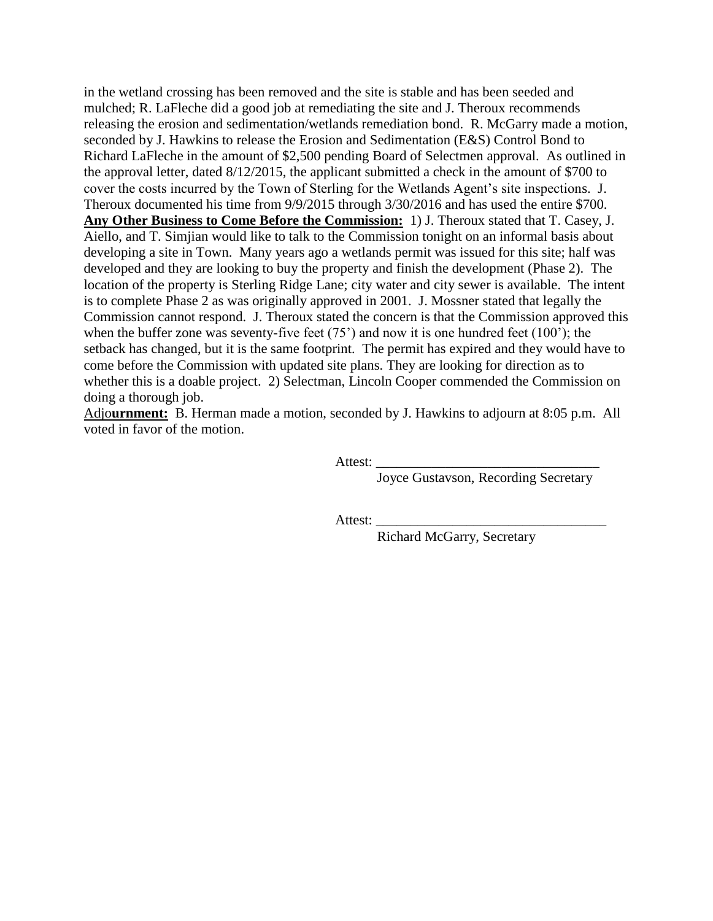in the wetland crossing has been removed and the site is stable and has been seeded and mulched; R. LaFleche did a good job at remediating the site and J. Theroux recommends releasing the erosion and sedimentation/wetlands remediation bond. R. McGarry made a motion, seconded by J. Hawkins to release the Erosion and Sedimentation (E&S) Control Bond to Richard LaFleche in the amount of $2,500 pending Board of Selectmen approval. As outlined in the approval letter, dated 8/12/2015, the applicant submitted a check in the amount of $700 to cover the costs incurred by the Town of Sterling for the Wetlands Agent's site inspections. J. Theroux documented his time from 9/9/2015 through 3/30/2016 and has used the entire $700.

**Any Other Business to Come Before the Commission:** 1) J. Theroux stated that T. Casey, J. Aiello, and T. Simjian would like to talk to the Commission tonight on an informal basis about developing a site in Town. Many years ago a wetlands permit was issued for this site; half was developed and they are looking to buy the property and finish the development (Phase 2). The location of the property is Sterling Ridge Lane; city water and city sewer is available. The intent is to complete Phase 2 as was originally approved in 2001. J. Mossner stated that legally the Commission cannot respond. J. Theroux stated the concern is that the Commission approved this when the buffer zone was seventy-five feet (75') and now it is one hundred feet (100'); the setback has changed, but it is the same footprint. The permit has expired and they would have to come before the Commission with updated site plans. They are looking for direction as to whether this is a doable project. 2) Selectman, Lincoln Cooper commended the Commission on doing a thorough job.

**Adjournment:** B. Herman made a motion, seconded by J. Hawkins to adjourn at 8:05 p.m. All voted in favor of the motion.

Attest: _______________________________
Joyce Gustavson, Recording Secretary

Attest: _______________________________
Richard McGarry, Secretary